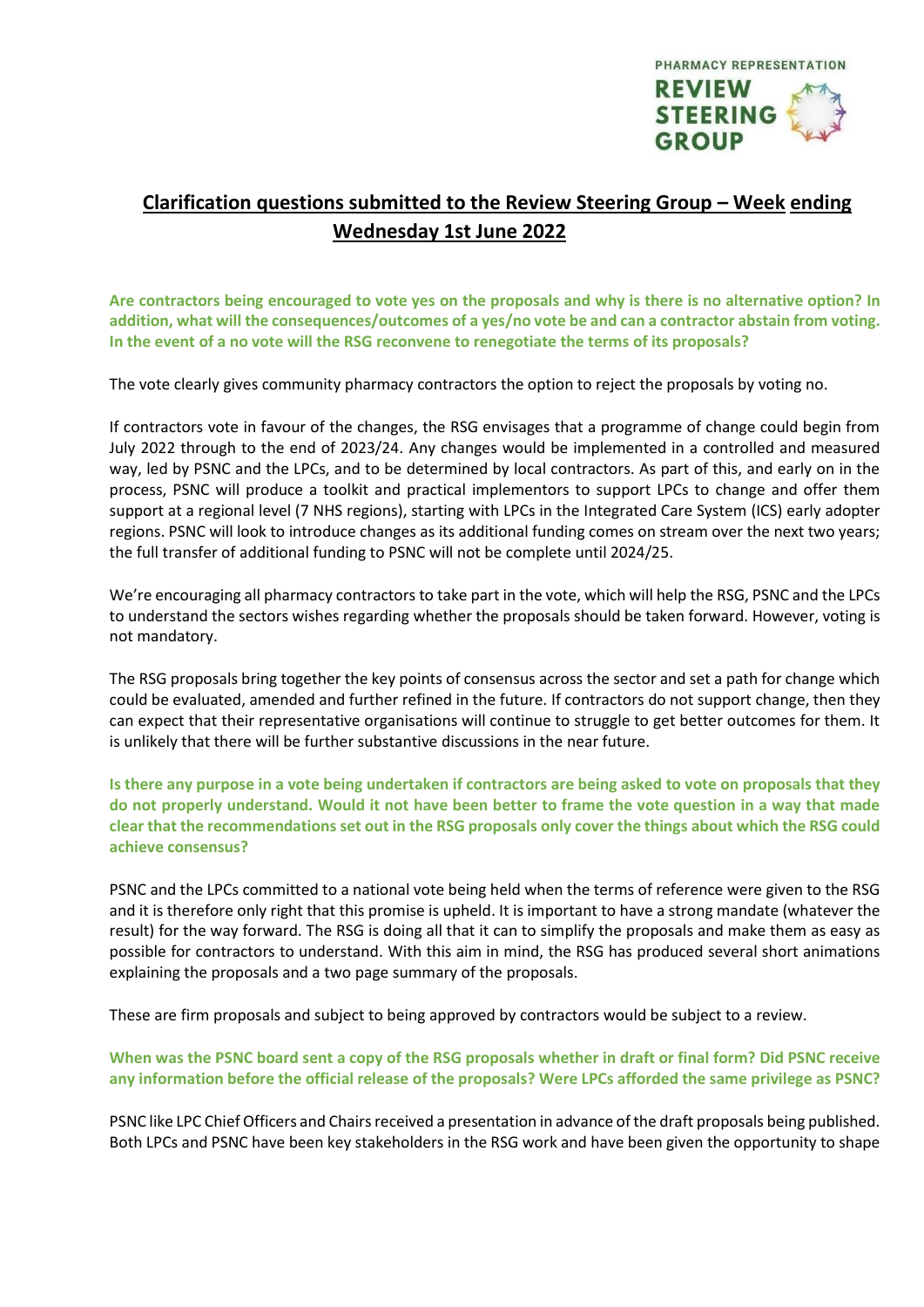# Clarification questions submitted to the Review Steering Group – Week ending Wednesday 1st June 2022

**Are contractors being encouraged to vote yes on the proposals and why is there is no alternative option? In addition, what will the consequences/outcomes of a yes/no vote be and can a contractor abstain from voting. In the event of a no vote will the RSG reconvene to renegotiate the terms of its proposals?**

The vote clearly gives community pharmacy contractors the option to reject the proposals by voting no.

If contractors vote in favour of the changes, the RSG envisages that a programme of change could begin from July 2022 through to the end of 2023/24. Any changes would be implemented in a controlled and measured way, led by PSNC and the LPCs, and to be determined by local contractors. As part of this, and early on in the process, PSNC will produce a toolkit and practical implementors to support LPCs to change and offer them support at a regional level (7 NHS regions), starting with LPCs in the Integrated Care System (ICS) early adopter regions. PSNC will look to introduce changes as its additional funding comes on stream over the next two years; the full transfer of additional funding to PSNC will not be complete until 2024/25.

We're encouraging all pharmacy contractors to take part in the vote, which will help the RSG, PSNC and the LPCs to understand the sectors wishes regarding whether the proposals should be taken forward. However, voting is not mandatory.

The RSG proposals bring together the key points of consensus across the sector and set a path for change which could be evaluated, amended and further refined in the future. If contractors do not support change, then they can expect that their representative organisations will continue to struggle to get better outcomes for them. It is unlikely that there will be further substantive discussions in the near future.

**Is there any purpose in a vote being undertaken if contractors are being asked to vote on proposals that they do not properly understand. Would it not have been better to frame the vote question in a way that made clear that the recommendations set out in the RSG proposals only cover the things about which the RSG could achieve consensus?**

PSNC and the LPCs committed to a national vote being held when the terms of reference were given to the RSG and it is therefore only right that this promise is upheld. It is important to have a strong mandate (whatever the result) for the way forward. The RSG is doing all that it can to simplify the proposals and make them as easy as possible for contractors to understand. With this aim in mind, the RSG has produced several short animations explaining the proposals and a two page summary of the proposals.

These are firm proposals and subject to being approved by contractors would be subject to a review.

**When was the PSNC board sent a copy of the RSG proposals whether in draft or final form? Did PSNC receive any information before the official release of the proposals? Were LPCs afforded the same privilege as PSNC?**

PSNC like LPC Chief Officers and Chairs received a presentation in advance of the draft proposals being published. Both LPCs and PSNC have been key stakeholders in the RSG work and have been given the opportunity to shape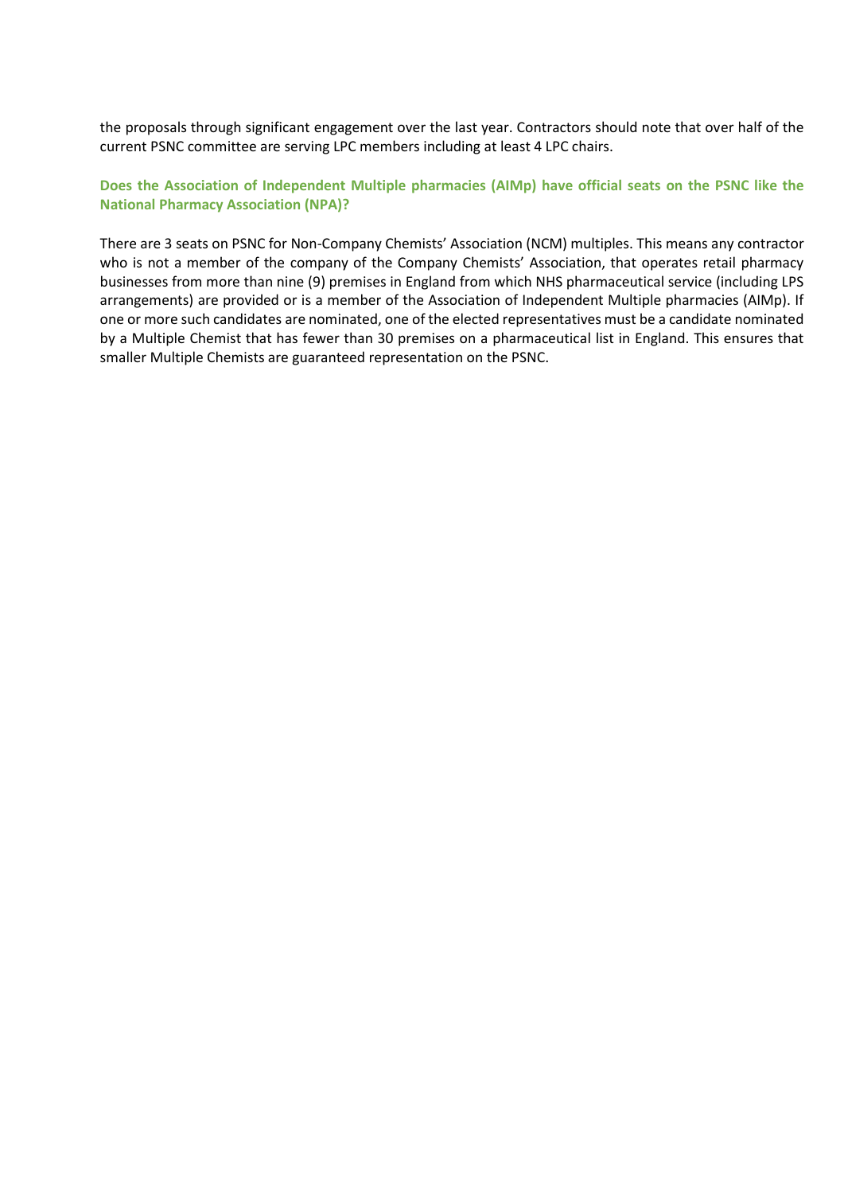the proposals through significant engagement over the last year. Contractors should note that over half of the current PSNC committee are serving LPC members including at least 4 LPC chairs.

**Does the Association of Independent Multiple pharmacies (AIMp) have official seats on the PSNC like the National Pharmacy Association (NPA)?**

There are 3 seats on PSNC for Non-Company Chemists' Association (NCM) multiples. This means any contractor who is not a member of the company of the Company Chemists' Association, that operates retail pharmacy businesses from more than nine (9) premises in England from which NHS pharmaceutical service (including LPS arrangements) are provided or is a member of the Association of Independent Multiple pharmacies (AIMp). If one or more such candidates are nominated, one of the elected representatives must be a candidate nominated by a Multiple Chemist that has fewer than 30 premises on a pharmaceutical list in England. This ensures that smaller Multiple Chemists are guaranteed representation on the PSNC.